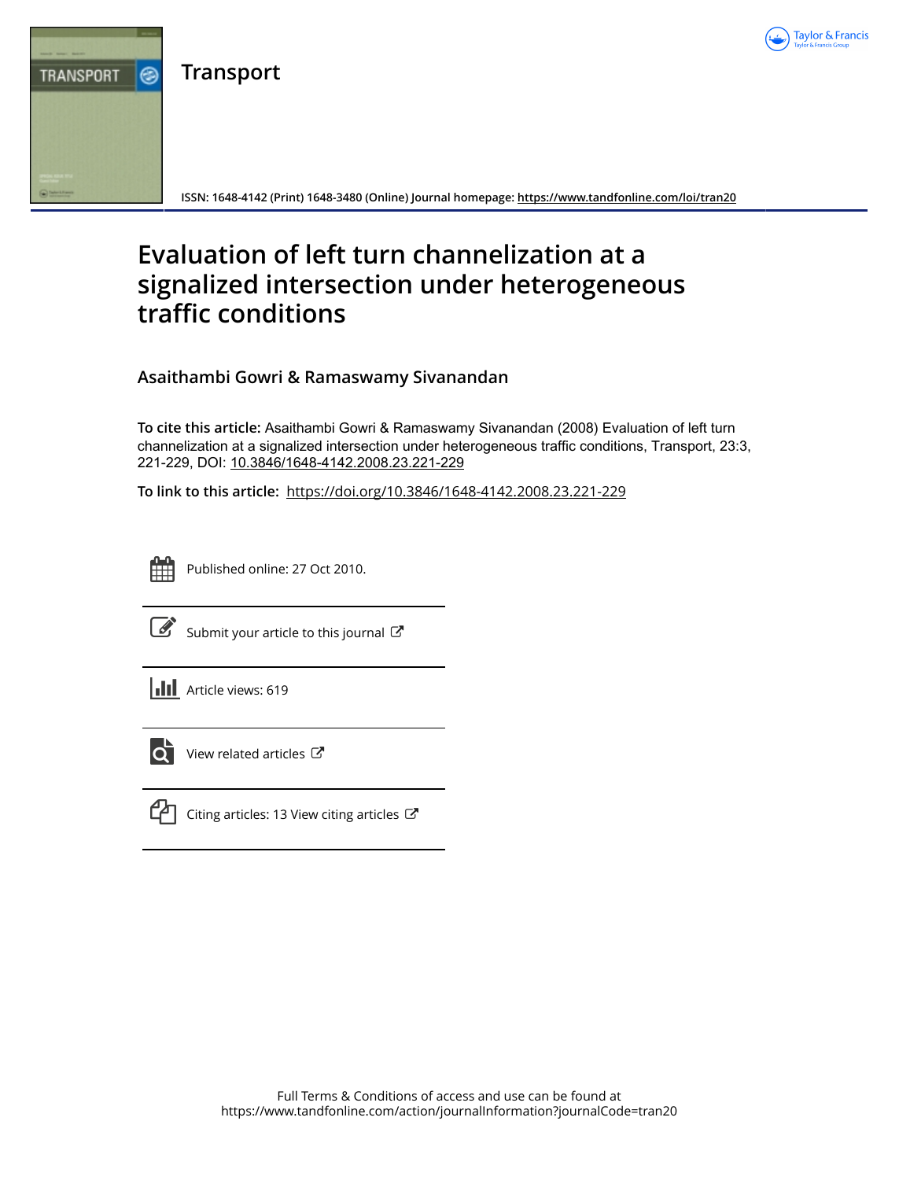# Transport

ISSN: 1648-4142 (Print) 1648-3480 (Online) Journal homepage: https://www.tandfonline.com/loi/tran20

# Evaluation of left turn channelization at a signalized intersection under heterogeneous traffic conditions

**Asaithambi Gowri & Ramaswamy Sivanandan**

**To cite this article:** Asaithambi Gowri & Ramaswamy Sivanandan (2008) Evaluation of left turn channelization at a signalized intersection under heterogeneous traffic conditions, Transport, 23:3, 221-229, DOI: 10.3846/1648-4142.2008.23.221-229

**To link to this article:** https://doi.org/10.3846/1648-4142.2008.23.221-229

Published online: 27 Oct 2010.

Submit your article to this journal

Article views: 619

View related articles

Citing articles: 13 View citing articles

Full Terms & Conditions of access and use can be found at
https://www.tandfonline.com/action/journalInformation?journalCode=tran20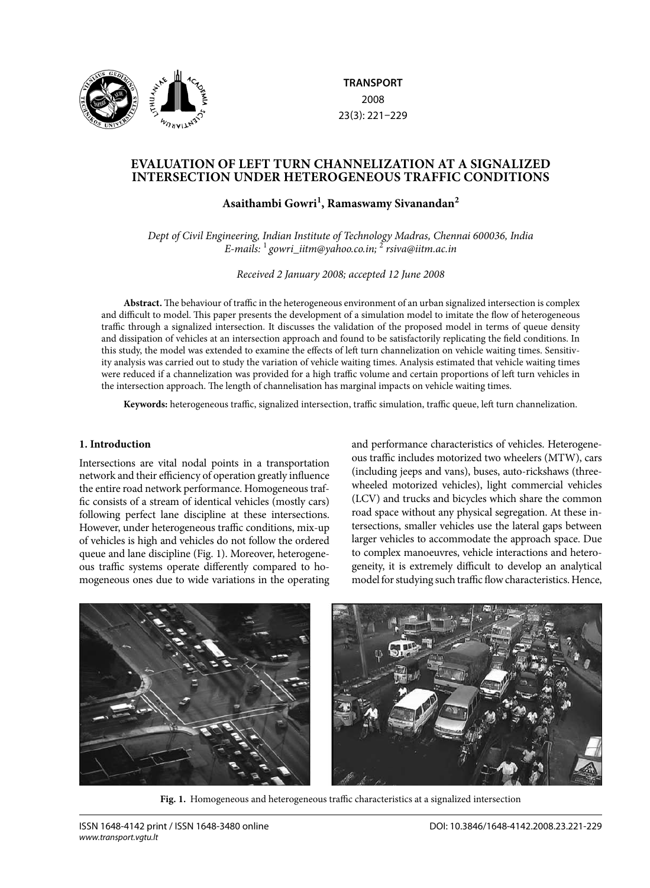# EVALUATION OF LEFT TURN CHANNELIZATION AT A SIGNALIZED INTERSECTION UNDER HETEROGENEOUS TRAFFIC CONDITIONS

**Asaithambi Gowri[1], Ramaswamy Sivanandan[2]**

*Dept of Civil Engineering, Indian Institute of Technology Madras, Chennai 600036, India*
*E-mails: [1] gowri_iitm@yahoo.co.in; [2] rsiva@iitm.ac.in*

*Received 2 January 2008; accepted 12 June 2008*

**Abstract.** The behaviour of traffic in the heterogeneous environment of an urban signalized intersection is complex and difficult to model. This paper presents the development of a simulation model to imitate the flow of heterogeneous traffic through a signalized intersection. It discusses the validation of the proposed model in terms of queue density and dissipation of vehicles at an intersection approach and found to be satisfactorily replicating the field conditions. In this study, the model was extended to examine the effects of left turn channelization on vehicle waiting times. Sensitivity analysis was carried out to study the variation of vehicle waiting times. Analysis estimated that vehicle waiting times were reduced if a channelization was provided for a high traffic volume and certain proportions of left turn vehicles in the intersection approach. The length of channelisation has marginal impacts on vehicle waiting times.

**Keywords:** heterogeneous traffic, signalized intersection, traffic simulation, traffic queue, left turn channelization.

## 1. Introduction

Intersections are vital nodal points in a transportation network and their efficiency of operation greatly influence the entire road network performance. Homogeneous traffic consists of a stream of identical vehicles (mostly cars) following perfect lane discipline at these intersections. However, under heterogeneous traffic conditions, mix-up of vehicles is high and vehicles do not follow the ordered queue and lane discipline (Fig. 1). Moreover, heterogeneous traffic systems operate differently compared to homogeneous ones due to wide variations in the operating and performance characteristics of vehicles. Heterogeneous traffic includes motorized two wheelers (MTW), cars (including jeeps and vans), buses, auto-rickshaws (three-wheeled motorized vehicles), light commercial vehicles (LCV) and trucks and bicycles which share the common road space without any physical segregation. At these intersections, smaller vehicles use the lateral gaps between larger vehicles to accommodate the approach space. Due to complex manoeuvres, vehicle interactions and heterogeneity, it is extremely difficult to develop an analytical model for studying such traffic flow characteristics. Hence,

**Fig. 1.** Homogeneous and heterogeneous traffic characteristics at a signalized intersection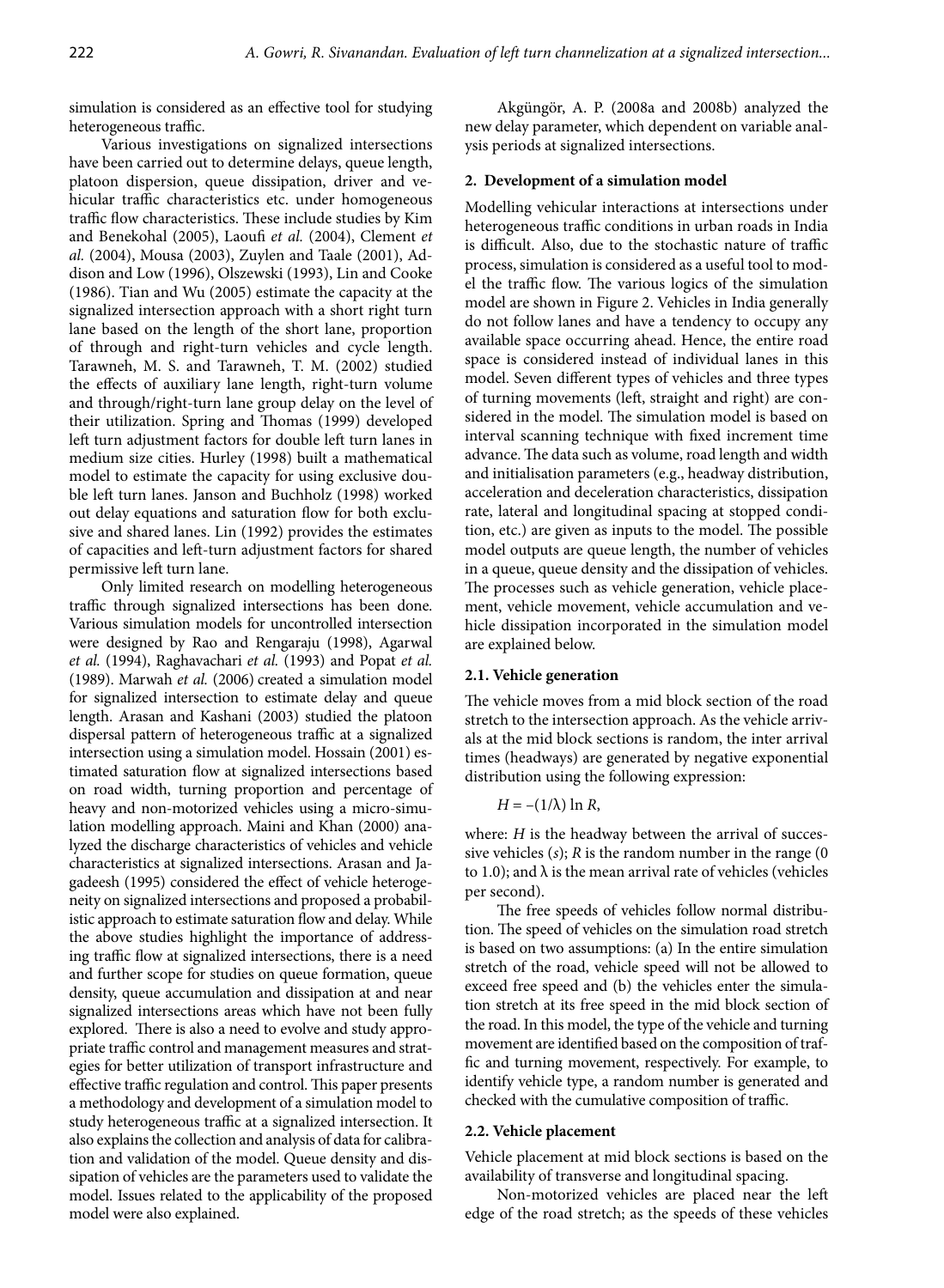simulation is considered as an effective tool for studying heterogeneous traffic.

Various investigations on signalized intersections have been carried out to determine delays, queue length, platoon dispersion, queue dissipation, driver and vehicular traffic characteristics etc. under homogeneous traffic flow characteristics. These include studies by Kim and Benekohal (2005), Laoufi *et al.* (2004), Clement *et al.* (2004), Mousa (2003), Zuylen and Taale (2001), Addison and Low (1996), Olszewski (1993), Lin and Cooke (1986). Tian and Wu (2005) estimate the capacity at the signalized intersection approach with a short right turn lane based on the length of the short lane, proportion of through and right-turn vehicles and cycle length. Tarawneh, M. S. and Tarawneh, T. M. (2002) studied the effects of auxiliary lane length, right-turn volume and through/right-turn lane group delay on the level of their utilization. Spring and Thomas (1999) developed left turn adjustment factors for double left turn lanes in medium size cities. Hurley (1998) built a mathematical model to estimate the capacity for using exclusive double left turn lanes. Janson and Buchholz (1998) worked out delay equations and saturation flow for both exclusive and shared lanes. Lin (1992) provides the estimates of capacities and left-turn adjustment factors for shared permissive left turn lane.

Only limited research on modelling heterogeneous traffic through signalized intersections has been done. Various simulation models for uncontrolled intersection were designed by Rao and Rengaraju (1998), Agarwal *et al.* (1994), Raghavachari *et al.* (1993) and Popat *et al.* (1989). Marwah *et al.* (2006) created a simulation model for signalized intersection to estimate delay and queue length. Arasan and Kashani (2003) studied the platoon dispersal pattern of heterogeneous traffic at a signalized intersection using a simulation model. Hossain (2001) estimated saturation flow at signalized intersections based on road width, turning proportion and percentage of heavy and non-motorized vehicles using a micro-simulation modelling approach. Maini and Khan (2000) analyzed the discharge characteristics of vehicles and vehicle characteristics at signalized intersections. Arasan and Jagadeesh (1995) considered the effect of vehicle heterogeneity on signalized intersections and proposed a probabilistic approach to estimate saturation flow and delay. While the above studies highlight the importance of addressing traffic flow at signalized intersections, there is a need and further scope for studies on queue formation, queue density, queue accumulation and dissipation at and near signalized intersections areas which have not been fully explored. There is also a need to evolve and study appropriate traffic control and management measures and strategies for better utilization of transport infrastructure and effective traffic regulation and control. This paper presents a methodology and development of a simulation model to study heterogeneous traffic at a signalized intersection. It also explains the collection and analysis of data for calibration and validation of the model. Queue density and dissipation of vehicles are the parameters used to validate the model. Issues related to the applicability of the proposed model were also explained.

Akgüngör, A. P. (2008a and 2008b) analyzed the new delay parameter, which dependent on variable analysis periods at signalized intersections.

## 2. Development of a simulation model

Modelling vehicular interactions at intersections under heterogeneous traffic conditions in urban roads in India is difficult. Also, due to the stochastic nature of traffic process, simulation is considered as a useful tool to model the traffic flow. The various logics of the simulation model are shown in Figure 2. Vehicles in India generally do not follow lanes and have a tendency to occupy any available space occurring ahead. Hence, the entire road space is considered instead of individual lanes in this model. Seven different types of vehicles and three types of turning movements (left, straight and right) are considered in the model. The simulation model is based on interval scanning technique with fixed increment time advance. The data such as volume, road length and width and initialisation parameters (e.g., headway distribution, acceleration and deceleration characteristics, dissipation rate, lateral and longitudinal spacing at stopped condition, etc.) are given as inputs to the model. The possible model outputs are queue length, the number of vehicles in a queue, queue density and the dissipation of vehicles. The processes such as vehicle generation, vehicle placement, vehicle movement, vehicle accumulation and vehicle dissipation incorporated in the simulation model are explained below.

### 2.1. Vehicle generation

The vehicle moves from a mid block section of the road stretch to the intersection approach. As the vehicle arrivals at the mid block sections is random, the inter arrival times (headways) are generated by negative exponential distribution using the following expression:

$$H = -(1/\lambda) \ln R,$$

where: $H$ is the headway between the arrival of successive vehicles (*s*); $R$ is the random number in the range (0 to 1.0); and $\lambda$ is the mean arrival rate of vehicles (vehicles per second).

The free speeds of vehicles follow normal distribution. The speed of vehicles on the simulation road stretch is based on two assumptions: (a) In the entire simulation stretch of the road, vehicle speed will not be allowed to exceed free speed and (b) the vehicles enter the simulation stretch at its free speed in the mid block section of the road. In this model, the type of the vehicle and turning movement are identified based on the composition of traffic and turning movement, respectively. For example, to identify vehicle type, a random number is generated and checked with the cumulative composition of traffic.

### 2.2. Vehicle placement

Vehicle placement at mid block sections is based on the availability of transverse and longitudinal spacing.

Non-motorized vehicles are placed near the left edge of the road stretch; as the speeds of these vehicles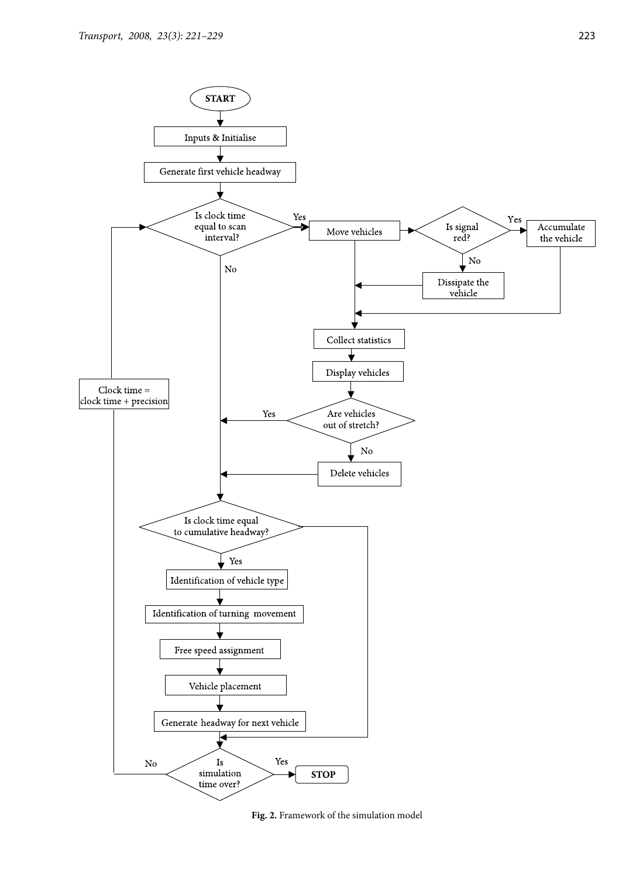START

Inputs & Initialise

Generate first vehicle headway

Is clock time equal to scan interval?

Yes

Move vehicles

Is signal red?

Yes

Accumulate the vehicle

No

Dissipate the vehicle

Collect statistics

Display vehicles

Are vehicles out of stretch?

Yes

No

Delete vehicles

No

Is clock time equal to cumulative headway?

Yes

Identification of vehicle type

Identification of turning movement

Free speed assignment

Vehicle placement

Generate headway for next vehicle

Is simulation time over?

Yes

STOP

No

Clock time = clock time + precision

**Fig. 2.** Framework of the simulation model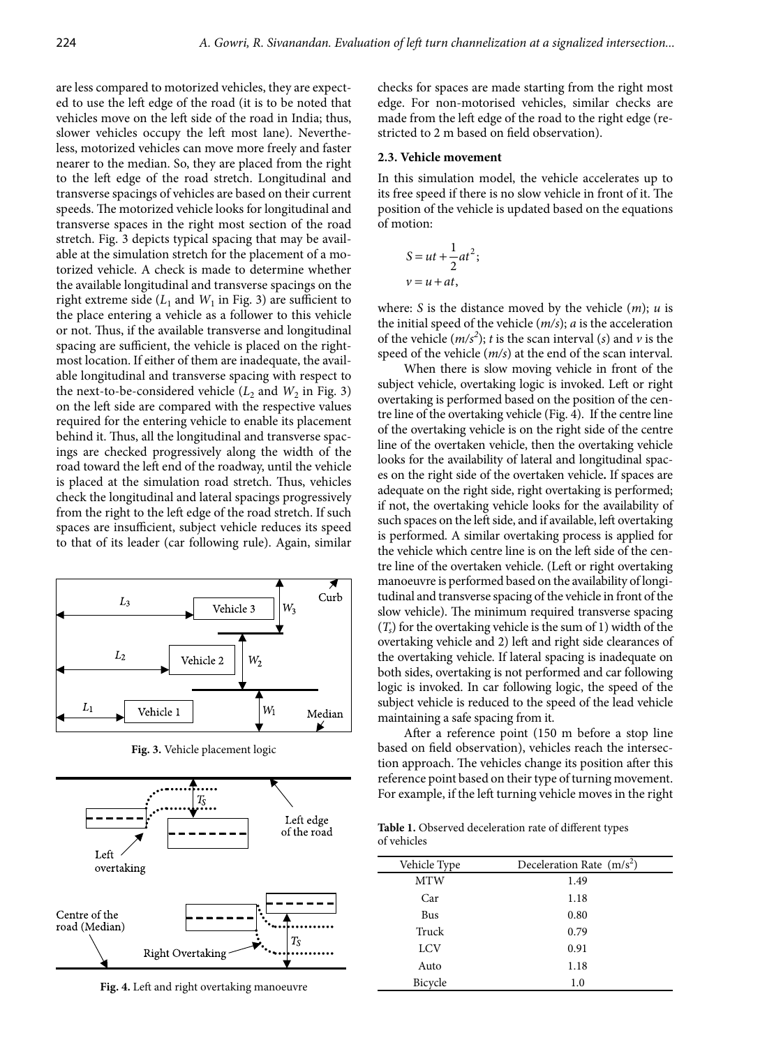are less compared to motorized vehicles, they are expected to use the left edge of the road (it is to be noted that vehicles move on the left side of the road in India; thus, slower vehicles occupy the left most lane). Nevertheless, motorized vehicles can move more freely and faster nearer to the median. So, they are placed from the right to the left edge of the road stretch. Longitudinal and transverse spacings of vehicles are based on their current speeds. The motorized vehicle looks for longitudinal and transverse spaces in the right most section of the road stretch. Fig. 3 depicts typical spacing that may be available at the simulation stretch for the placement of a motorized vehicle. A check is made to determine whether the available longitudinal and transverse spacings on the right extreme side ($L_1$ and $W_1$ in Fig. 3) are sufficient to the place entering a vehicle as a follower to this vehicle or not. Thus, if the available transverse and longitudinal spacing are sufficient, the vehicle is placed on the rightmost location. If either of them are inadequate, the available longitudinal and transverse spacing with respect to the next-to-be-considered vehicle ($L_2$ and $W_2$ in Fig. 3) on the left side are compared with the respective values required for the entering vehicle to enable its placement behind it. Thus, all the longitudinal and transverse spacings are checked progressively along the width of the road toward the left end of the roadway, until the vehicle is placed at the simulation road stretch. Thus, vehicles check the longitudinal and lateral spacings progressively from the right to the left edge of the road stretch. If such spaces are insufficient, subject vehicle reduces its speed to that of its leader (car following rule). Again, similar checks for spaces are made starting from the right most edge. For non-motorised vehicles, similar checks are made from the left edge of the road to the right edge (restricted to 2 m based on field observation).

**Fig. 3.** Vehicle placement logic

**Fig. 4.** Left and right overtaking manoeuvre

### 2.3. Vehicle movement

In this simulation model, the vehicle accelerates up to its free speed if there is no slow vehicle in front of it. The position of the vehicle is updated based on the equations of motion:

$$S = ut + \frac{1}{2}at^2;$$
$$v = u + at,$$

where: $S$ is the distance moved by the vehicle ($m$); $u$ is the initial speed of the vehicle ($m/s$); $a$ is the acceleration of the vehicle ($m/s^2$); $t$ is the scan interval ($s$) and $v$ is the speed of the vehicle ($m/s$) at the end of the scan interval.

When there is slow moving vehicle in front of the subject vehicle, overtaking logic is invoked. Left or right overtaking is performed based on the position of the centre line of the overtaking vehicle (Fig. 4). If the centre line of the overtaking vehicle is on the right side of the centre line of the overtaken vehicle, then the overtaking vehicle looks for the availability of lateral and longitudinal spaces on the right side of the overtaken vehicle**.** If spaces are adequate on the right side, right overtaking is performed; if not, the overtaking vehicle looks for the availability of such spaces on the left side, and if available, left overtaking is performed. A similar overtaking process is applied for the vehicle which centre line is on the left side of the centre line of the overtaken vehicle. (Left or right overtaking manoeuvre is performed based on the availability of longitudinal and transverse spacing of the vehicle in front of the slow vehicle). The minimum required transverse spacing ($T_s$) for the overtaking vehicle is the sum of 1) width of the overtaking vehicle and 2) left and right side clearances of the overtaking vehicle. If lateral spacing is inadequate on both sides, overtaking is not performed and car following logic is invoked. In car following logic, the speed of the subject vehicle is reduced to the speed of the lead vehicle maintaining a safe spacing from it.

After a reference point (150 m before a stop line based on field observation), vehicles reach the intersection approach. The vehicles change its position after this reference point based on their type of turning movement. For example, if the left turning vehicle moves in the right

**Table 1.** Observed deceleration rate of different types of vehicles

| Vehicle Type | Deceleration Rate ($m/s^2$) |
|---|---|
| MTW | 1.49 |
| Car | 1.18 |
| Bus | 0.80 |
| Truck | 0.79 |
| LCV | 0.91 |
| Auto | 1.18 |
| Bicycle | 1.0 |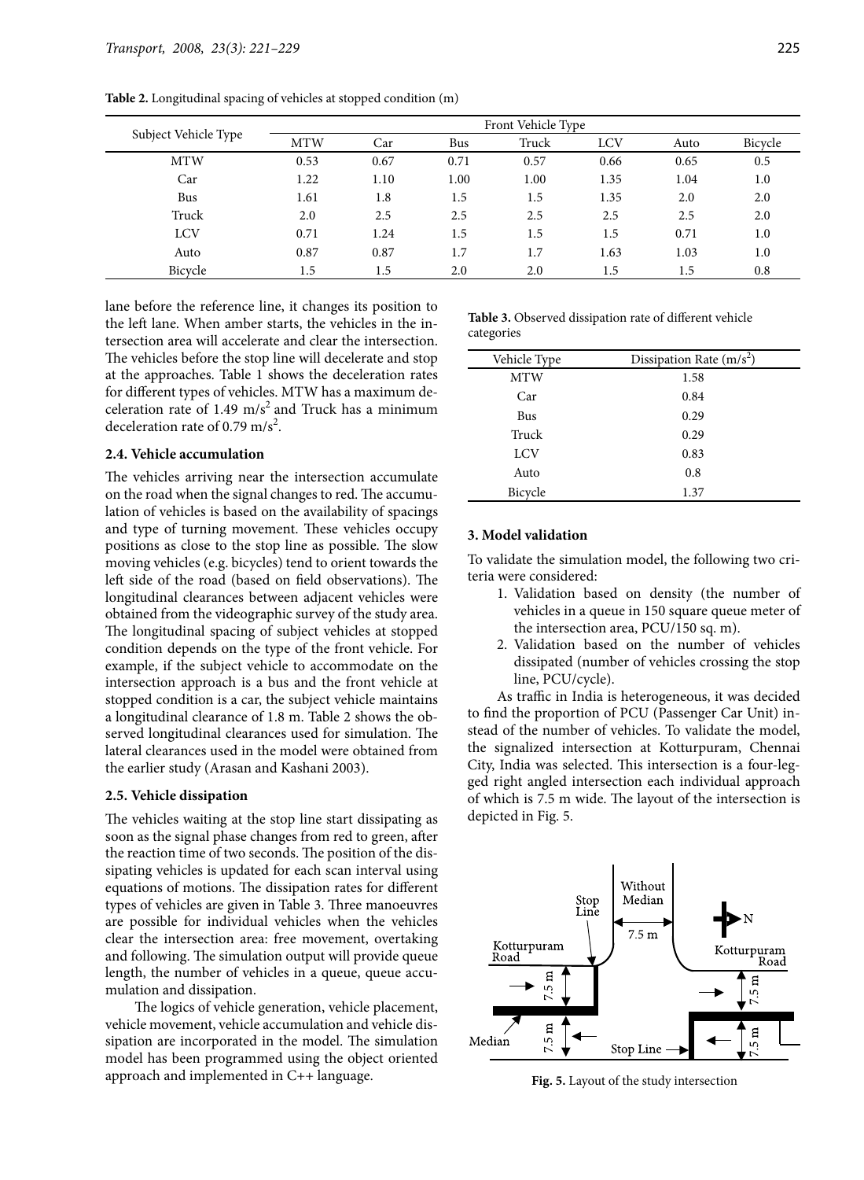**Table 2.** Longitudinal spacing of vehicles at stopped condition (m)

| Subject Vehicle Type | Front Vehicle Type | | | | | | |
|---|---|---|---|---|---|---|---|
| | MTW | Car | Bus | Truck | LCV | Auto | Bicycle |
| MTW | 0.53 | 0.67 | 0.71 | 0.57 | 0.66 | 0.65 | 0.5 |
| Car | 1.22 | 1.10 | 1.00 | 1.00 | 1.35 | 1.04 | 1.0 |
| Bus | 1.61 | 1.8 | 1.5 | 1.5 | 1.35 | 2.0 | 2.0 |
| Truck | 2.0 | 2.5 | 2.5 | 2.5 | 2.5 | 2.5 | 2.0 |
| LCV | 0.71 | 1.24 | 1.5 | 1.5 | 1.5 | 0.71 | 1.0 |
| Auto | 0.87 | 0.87 | 1.7 | 1.7 | 1.63 | 1.03 | 1.0 |
| Bicycle | 1.5 | 1.5 | 2.0 | 2.0 | 1.5 | 1.5 | 0.8 |

lane before the reference line, it changes its position to the left lane. When amber starts, the vehicles in the intersection area will accelerate and clear the intersection. The vehicles before the stop line will decelerate and stop at the approaches. Table 1 shows the deceleration rates for different types of vehicles. MTW has a maximum deceleration rate of 1.49 $m/s^2$ and Truck has a minimum deceleration rate of 0.79 $m/s^2$.

### 2.4. Vehicle accumulation

The vehicles arriving near the intersection accumulate on the road when the signal changes to red. The accumulation of vehicles is based on the availability of spacings and type of turning movement. These vehicles occupy positions as close to the stop line as possible. The slow moving vehicles (e.g. bicycles) tend to orient towards the left side of the road (based on field observations). The longitudinal clearances between adjacent vehicles were obtained from the videographic survey of the study area. The longitudinal spacing of subject vehicles at stopped condition depends on the type of the front vehicle. For example, if the subject vehicle to accommodate on the intersection approach is a bus and the front vehicle at stopped condition is a car, the subject vehicle maintains a longitudinal clearance of 1.8 m. Table 2 shows the observed longitudinal clearances used for simulation. The lateral clearances used in the model were obtained from the earlier study (Arasan and Kashani 2003).

### 2.5. Vehicle dissipation

The vehicles waiting at the stop line start dissipating as soon as the signal phase changes from red to green, after the reaction time of two seconds. The position of the dissipating vehicles is updated for each scan interval using equations of motions. The dissipation rates for different types of vehicles are given in Table 3. Three manoeuvres are possible for individual vehicles when the vehicles clear the intersection area: free movement, overtaking and following. The simulation output will provide queue length, the number of vehicles in a queue, queue accumulation and dissipation.

The logics of vehicle generation, vehicle placement, vehicle movement, vehicle accumulation and vehicle dissipation are incorporated in the model. The simulation model has been programmed using the object oriented approach and implemented in C++ language.

**Table 3.** Observed dissipation rate of different vehicle categories

| Vehicle Type | Dissipation Rate ($m/s^2$) |
|---|---|
| MTW | 1.58 |
| Car | 0.84 |
| Bus | 0.29 |
| Truck | 0.29 |
| LCV | 0.83 |
| Auto | 0.8 |
| Bicycle | 1.37 |

## 3. Model validation

To validate the simulation model, the following two criteria were considered:

1. Validation based on density (the number of vehicles in a queue in 150 square queue meter of the intersection area, PCU/150 sq. m).
2. Validation based on the number of vehicles dissipated (number of vehicles crossing the stop line, PCU/cycle).

As traffic in India is heterogeneous, it was decided to find the proportion of PCU (Passenger Car Unit) instead of the number of vehicles. To validate the model, the signalized intersection at Kotturpuram, Chennai City, India was selected. This intersection is a four-legged right angled intersection each individual approach of which is 7.5 m wide. The layout of the intersection is depicted in Fig. 5.

**Fig. 5.** Layout of the study intersection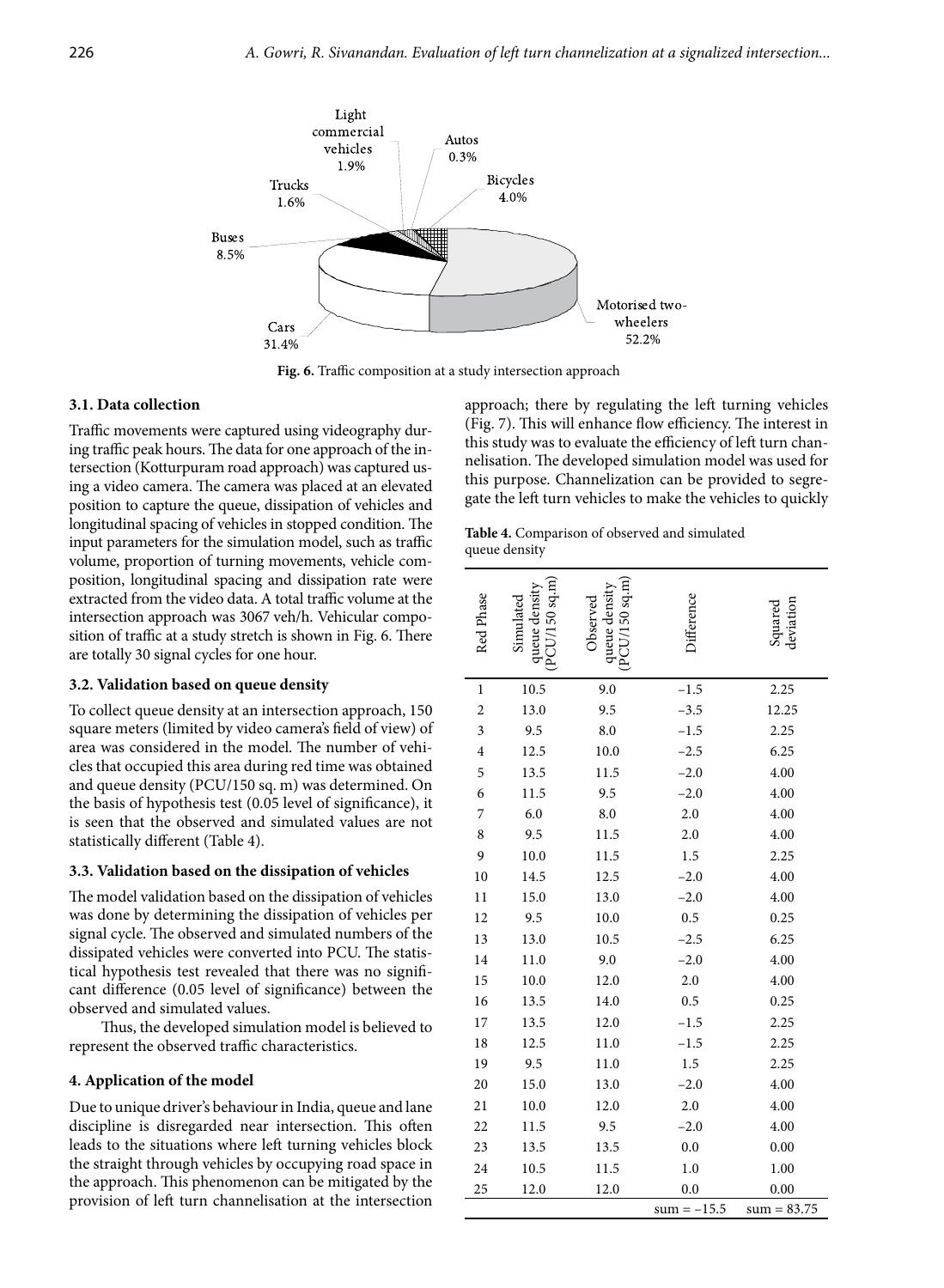Fig. 6. Traffic composition at a study intersection approach

### 3.1. Data collection

Traffic movements were captured using videography during traffic peak hours. The data for one approach of the intersection (Kotturpuram road approach) was captured using a video camera. The camera was placed at an elevated position to capture the queue, dissipation of vehicles and longitudinal spacing of vehicles in stopped condition. The input parameters for the simulation model, such as traffic volume, proportion of turning movements, vehicle composition, longitudinal spacing and dissipation rate were extracted from the video data. A total traffic volume at the intersection approach was 3067 veh/h. Vehicular composition of traffic at a study stretch is shown in Fig. 6. There are totally 30 signal cycles for one hour.

### 3.2. Validation based on queue density

To collect queue density at an intersection approach, 150 square meters (limited by video camera's field of view) of area was considered in the model. The number of vehicles that occupied this area during red time was obtained and queue density (PCU/150 sq. m) was determined. On the basis of hypothesis test (0.05 level of significance), it is seen that the observed and simulated values are not statistically different (Table 4).

### 3.3. Validation based on the dissipation of vehicles

The model validation based on the dissipation of vehicles was done by determining the dissipation of vehicles per signal cycle. The observed and simulated numbers of the dissipated vehicles were converted into PCU. The statistical hypothesis test revealed that there was no significant difference (0.05 level of significance) between the observed and simulated values.

Thus, the developed simulation model is believed to represent the observed traffic characteristics.

## 4. Application of the model

Due to unique driver's behaviour in India, queue and lane discipline is disregarded near intersection. This often leads to the situations where left turning vehicles block the straight through vehicles by occupying road space in the approach. This phenomenon can be mitigated by the provision of left turn channelisation at the intersection approach; there by regulating the left turning vehicles (Fig. 7). This will enhance flow efficiency. The interest in this study was to evaluate the efficiency of left turn channelisation. The developed simulation model was used for this purpose. Channelization can be provided to segregate the left turn vehicles to make the vehicles to quickly

**Table 4.** Comparison of observed and simulated queue density

| Red Phase | Simulated queue density (PCU/150 sq.m) | Observed queue density (PCU/150 sq.m) | Difference | Squared deviation |
|---|---|---|---|---|
| 1 | 10.5 | 9.0 | −1.5 | 2.25 |
| 2 | 13.0 | 9.5 | −3.5 | 12.25 |
| 3 | 9.5 | 8.0 | −1.5 | 2.25 |
| 4 | 12.5 | 10.0 | −2.5 | 6.25 |
| 5 | 13.5 | 11.5 | −2.0 | 4.00 |
| 6 | 11.5 | 9.5 | −2.0 | 4.00 |
| 7 | 6.0 | 8.0 | 2.0 | 4.00 |
| 8 | 9.5 | 11.5 | 2.0 | 4.00 |
| 9 | 10.0 | 11.5 | 1.5 | 2.25 |
| 10 | 14.5 | 12.5 | −2.0 | 4.00 |
| 11 | 15.0 | 13.0 | −2.0 | 4.00 |
| 12 | 9.5 | 10.0 | 0.5 | 0.25 |
| 13 | 13.0 | 10.5 | −2.5 | 6.25 |
| 14 | 11.0 | 9.0 | −2.0 | 4.00 |
| 15 | 10.0 | 12.0 | 2.0 | 4.00 |
| 16 | 13.5 | 14.0 | 0.5 | 0.25 |
| 17 | 13.5 | 12.0 | −1.5 | 2.25 |
| 18 | 12.5 | 11.0 | −1.5 | 2.25 |
| 19 | 9.5 | 11.0 | 1.5 | 2.25 |
| 20 | 15.0 | 13.0 | −2.0 | 4.00 |
| 21 | 10.0 | 12.0 | 2.0 | 4.00 |
| 22 | 11.5 | 9.5 | −2.0 | 4.00 |
| 23 | 13.5 | 13.5 | 0.0 | 0.00 |
| 24 | 10.5 | 11.5 | 1.0 | 1.00 |
| 25 | 12.0 | 12.0 | 0.0 | 0.00 |
| | | | sum = −15.5 | sum = 83.75 |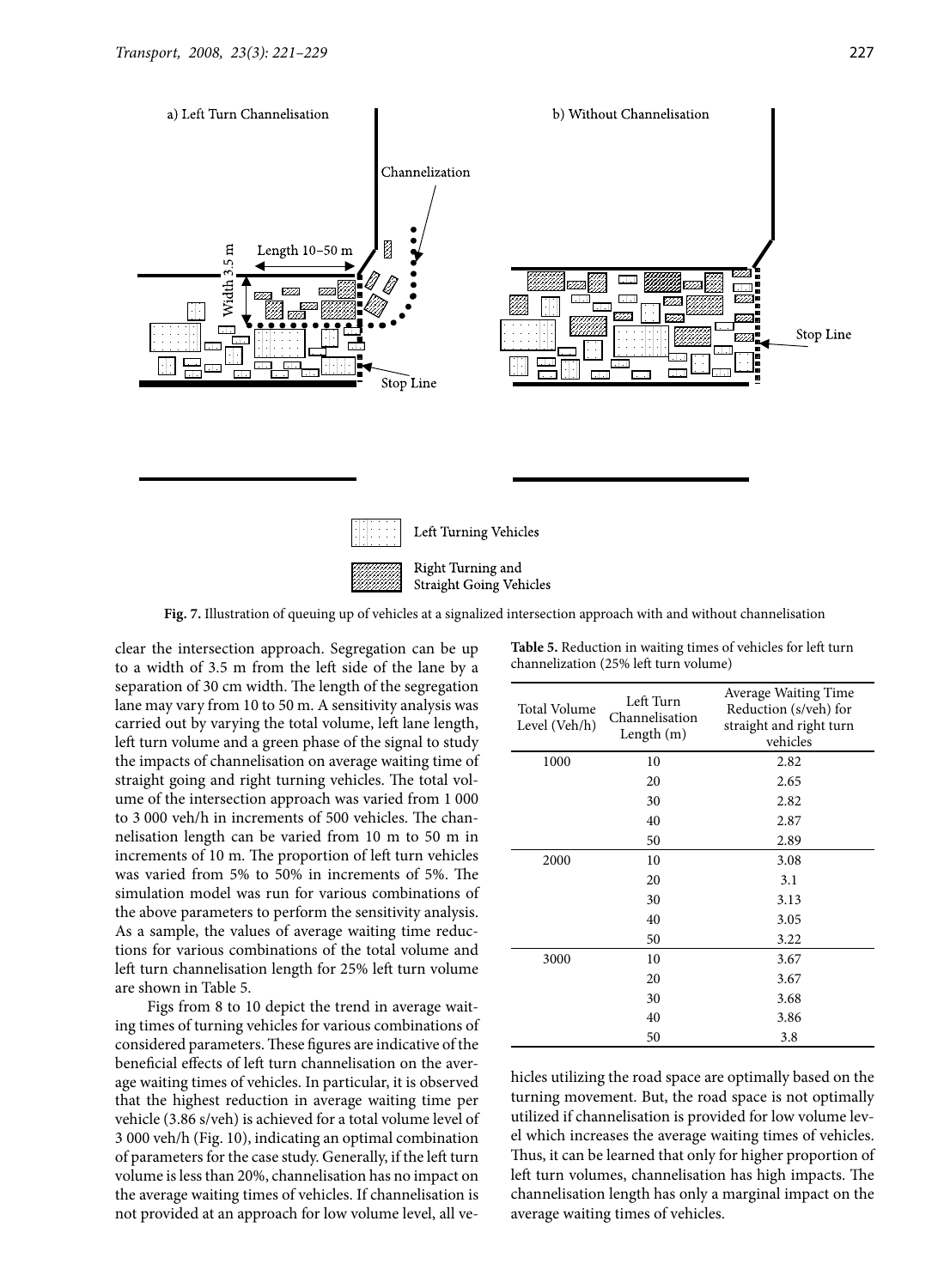Fig. 7. Illustration of queuing up of vehicles at a signalized intersection approach with and without channelisation

clear the intersection approach. Segregation can be up to a width of 3.5 m from the left side of the lane by a separation of 30 cm width. The length of the segregation lane may vary from 10 to 50 m. A sensitivity analysis was carried out by varying the total volume, left lane length, left turn volume and a green phase of the signal to study the impacts of channelisation on average waiting time of straight going and right turning vehicles. The total volume of the intersection approach was varied from 1 000 to 3 000 veh/h in increments of 500 vehicles. The channelisation length can be varied from 10 m to 50 m in increments of 10 m. The proportion of left turn vehicles was varied from 5% to 50% in increments of 5%. The simulation model was run for various combinations of the above parameters to perform the sensitivity analysis. As a sample, the values of average waiting time reductions for various combinations of the total volume and left turn channelisation length for 25% left turn volume are shown in Table 5.

Figs from 8 to 10 depict the trend in average waiting times of turning vehicles for various combinations of considered parameters. These figures are indicative of the beneficial effects of left turn channelisation on the average waiting times of vehicles. In particular, it is observed that the highest reduction in average waiting time per vehicle (3.86 s/veh) is achieved for a total volume level of 3 000 veh/h (Fig. 10), indicating an optimal combination of parameters for the case study. Generally, if the left turn volume is less than 20%, channelisation has no impact on the average waiting times of vehicles. If channelisation is not provided at an approach for low volume level, all vehicles utilizing the road space are optimally based on the turning movement. But, the road space is not optimally utilized if channelisation is provided for low volume level which increases the average waiting times of vehicles. Thus, it can be learned that only for higher proportion of left turn volumes, channelisation has high impacts. The channelisation length has only a marginal impact on the average waiting times of vehicles.

**Table 5.** Reduction in waiting times of vehicles for left turn channelization (25% left turn volume)

| Total Volume Level (Veh/h) | Left Turn Channelisation Length (m) | Average Waiting Time Reduction (s/veh) for straight and right turn vehicles |
|---|---|---|
| 1000 | 10 | 2.82 |
| | 20 | 2.65 |
| | 30 | 2.82 |
| | 40 | 2.87 |
| | 50 | 2.89 |
| 2000 | 10 | 3.08 |
| | 20 | 3.1 |
| | 30 | 3.13 |
| | 40 | 3.05 |
| | 50 | 3.22 |
| 3000 | 10 | 3.67 |
| | 20 | 3.67 |
| | 30 | 3.68 |
| | 40 | 3.86 |
| | 50 | 3.8 |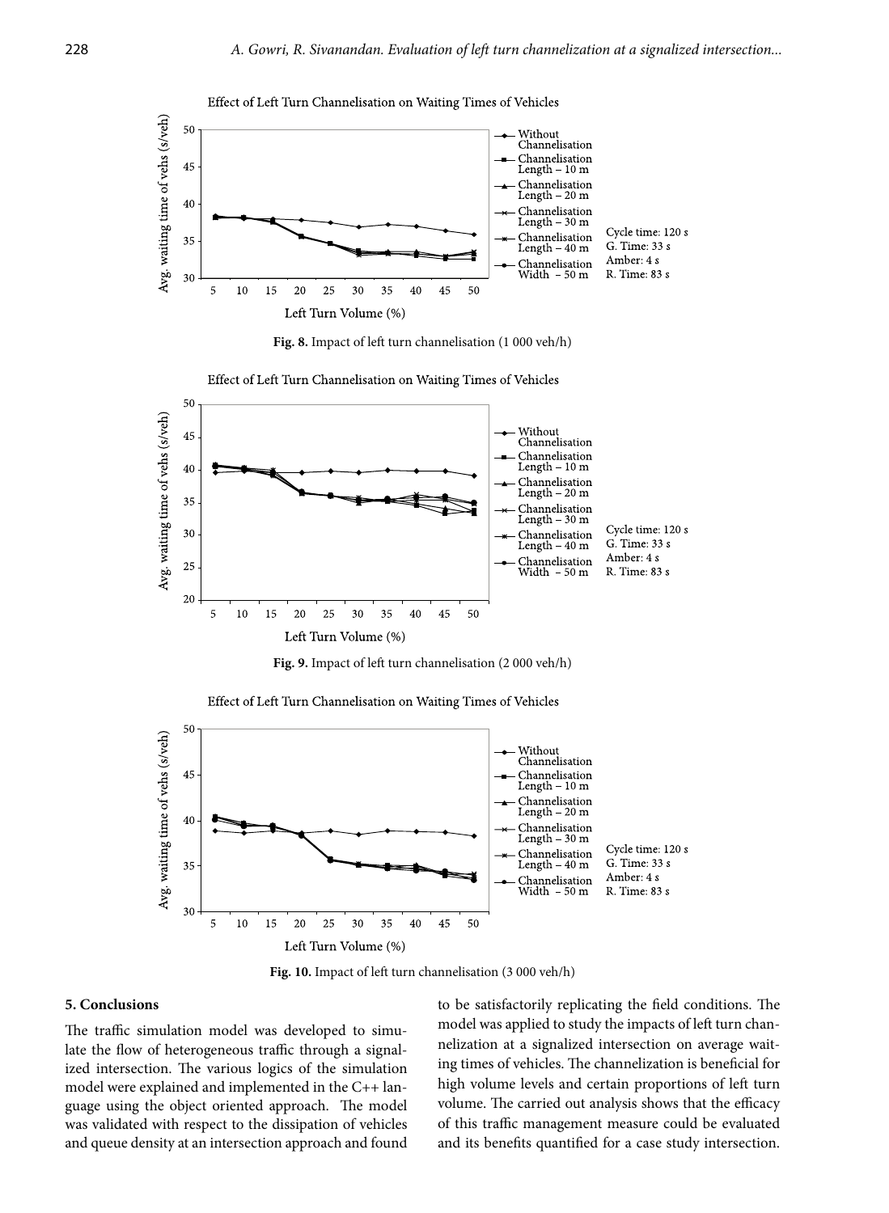Effect of Left Turn Channelisation on Waiting Times of Vehicles

**Fig. 8.** Impact of left turn channelisation (1 000 veh/h)

Effect of Left Turn Channelisation on Waiting Times of Vehicles

**Fig. 9.** Impact of left turn channelisation (2 000 veh/h)

Effect of Left Turn Channelisation on Waiting Times of Vehicles

**Fig. 10.** Impact of left turn channelisation (3 000 veh/h)

## 5. Conclusions

The traffic simulation model was developed to simulate the flow of heterogeneous traffic through a signalized intersection. The various logics of the simulation model were explained and implemented in the C++ language using the object oriented approach. The model was validated with respect to the dissipation of vehicles and queue density at an intersection approach and found to be satisfactorily replicating the field conditions. The model was applied to study the impacts of left turn channelization at a signalized intersection on average waiting times of vehicles. The channelization is beneficial for high volume levels and certain proportions of left turn volume. The carried out analysis shows that the efficacy of this traffic management measure could be evaluated and its benefits quantified for a case study intersection.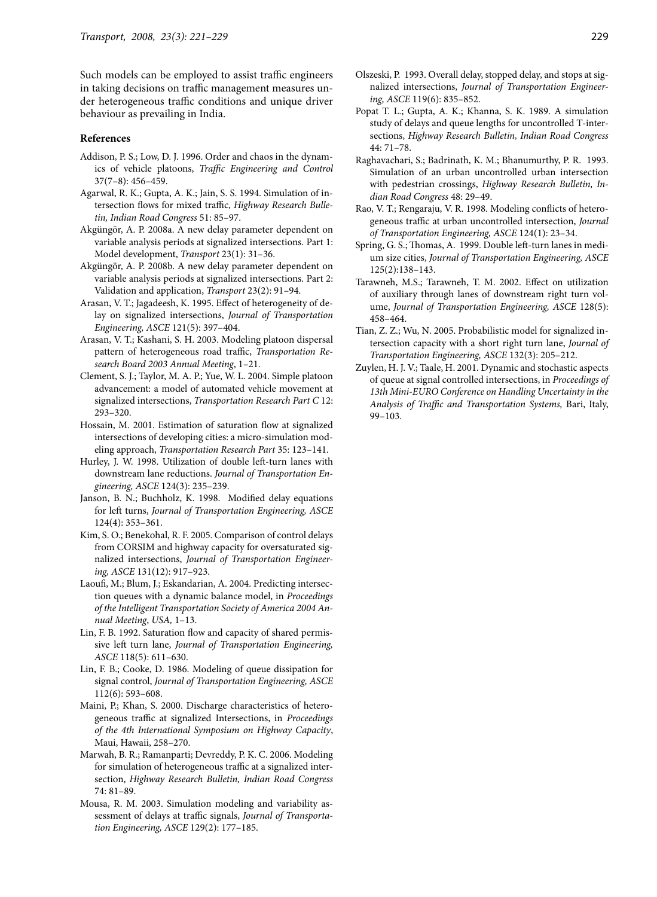Such models can be employed to assist traffic engineers in taking decisions on traffic management measures under heterogeneous traffic conditions and unique driver behaviour as prevailing in India.

### References

Addison, P. S.; Low, D. J. 1996. Order and chaos in the dynamics of vehicle platoons, *Traffic Engineering and Control* 37(7–8): 456–459.

Agarwal, R. K.; Gupta, A. K.; Jain, S. S. 1994. Simulation of intersection flows for mixed traffic, *Highway Research Bulletin, Indian Road Congress* 51: 85–97.

Akgüngör, A. P. 2008a. A new delay parameter dependent on variable analysis periods at signalized intersections. Part 1: Model development, *Transport* 23(1): 31–36.

Akgüngör, A. P. 2008b. A new delay parameter dependent on variable analysis periods at signalized intersections. Part 2: Validation and application, *Transport* 23(2): 91–94.

Arasan, V. T.; Jagadeesh, K. 1995. Effect of heterogeneity of delay on signalized intersections, *Journal of Transportation Engineering, ASCE* 121(5): 397–404.

Arasan, V. T.; Kashani, S. H. 2003. Modeling platoon dispersal pattern of heterogeneous road traffic, *Transportation Research Board 2003 Annual Meeting*, 1–21.

Clement, S. J.; Taylor, M. A. P.; Yue, W. L. 2004. Simple platoon advancement: a model of automated vehicle movement at signalized intersections, *Transportation Research Part C* 12: 293–320.

Hossain, M. 2001. Estimation of saturation flow at signalized intersections of developing cities: a micro-simulation modeling approach, *Transportation Research Part* 35: 123–141.

Hurley, J. W. 1998. Utilization of double left-turn lanes with downstream lane reductions. *Journal of Transportation Engineering, ASCE* 124(3): 235–239.

Janson, B. N.; Buchholz, K. 1998. Modified delay equations for left turns, *Journal of Transportation Engineering, ASCE* 124(4): 353–361.

Kim, S. O.; Benekohal, R. F. 2005. Comparison of control delays from CORSIM and highway capacity for oversaturated signalized intersections, *Journal of Transportation Engineering, ASCE* 131(12): 917–923.

Laoufi, M.; Blum, J.; Eskandarian, A. 2004. Predicting intersection queues with a dynamic balance model, in *Proceedings of the Intelligent Transportation Society of America 2004 Annual Meeting*, *USA,* 1–13.

Lin, F. B. 1992. Saturation flow and capacity of shared permissive left turn lane, *Journal of Transportation Engineering, ASCE* 118(5): 611–630.

Lin, F. B.; Cooke, D. 1986. Modeling of queue dissipation for signal control, *Journal of Transportation Engineering, ASCE* 112(6): 593–608.

Maini, P.; Khan, S. 2000. Discharge characteristics of heterogeneous traffic at signalized Intersections, in *Proceedings of the 4th International Symposium on Highway Capacity*, Maui, Hawaii, 258–270.

Marwah, B. R.; Ramanparti; Devreddy, P. K. C. 2006. Modeling for simulation of heterogeneous traffic at a signalized intersection, *Highway Research Bulletin, Indian Road Congress* 74: 81–89.

Mousa, R. M. 2003. Simulation modeling and variability assessment of delays at traffic signals, *Journal of Transportation Engineering, ASCE* 129(2): 177–185.

Olszeski, P. 1993. Overall delay, stopped delay, and stops at signalized intersections, *Journal of Transportation Engineering, ASCE* 119(6): 835–852.

Popat T. L.; Gupta, A. K.; Khanna, S. K. 1989. A simulation study of delays and queue lengths for uncontrolled T-intersections, *Highway Research Bulletin, Indian Road Congress* 44: 71–78.

Raghavachari, S.; Badrinath, K. M.; Bhanumurthy, P. R. 1993. Simulation of an urban uncontrolled urban intersection with pedestrian crossings, *Highway Research Bulletin, Indian Road Congress* 48: 29–49.

Rao, V. T.; Rengaraju, V. R. 1998. Modeling conflicts of heterogeneous traffic at urban uncontrolled intersection, *Journal of Transportation Engineering, ASCE* 124(1): 23–34.

Spring, G. S.; Thomas, A. 1999. Double left-turn lanes in medium size cities, *Journal of Transportation Engineering, ASCE* 125(2):138–143.

Tarawneh, M.S.; Tarawneh, T. M. 2002. Effect on utilization of auxiliary through lanes of downstream right turn volume, *Journal of Transportation Engineering, ASCE* 128(5): 458–464.

Tian, Z. Z.; Wu, N. 2005. Probabilistic model for signalized intersection capacity with a short right turn lane, *Journal of Transportation Engineering, ASCE* 132(3): 205–212.

Zuylen, H. J. V.; Taale, H. 2001. Dynamic and stochastic aspects of queue at signal controlled intersections, in *Proceedings of 13th Mini-EURO Conference on Handling Uncertainty in the Analysis of Traffic and Transportation Systems,* Bari, Italy, 99–103.